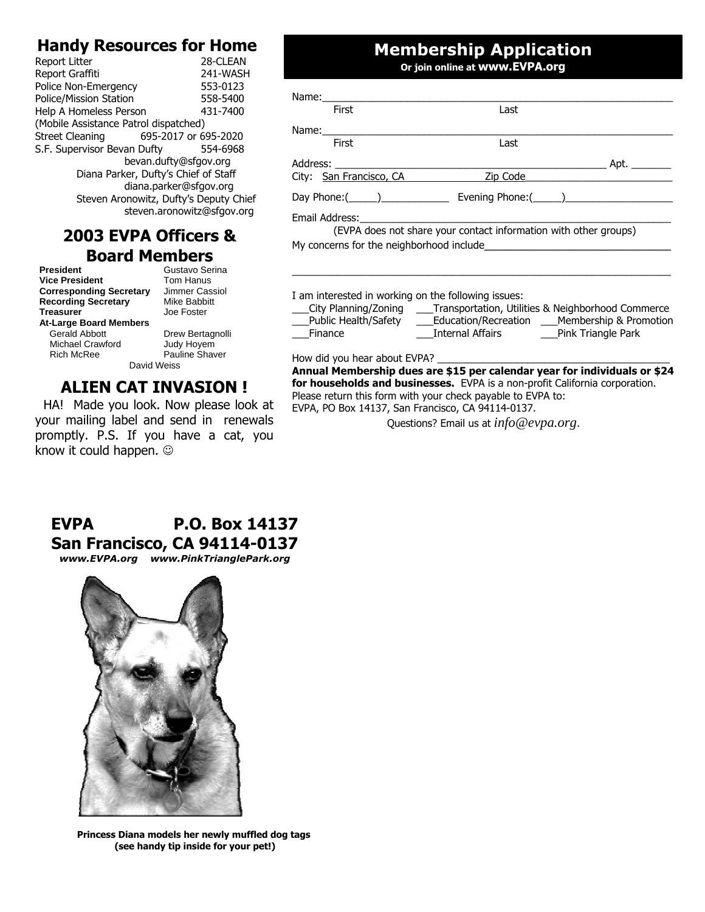## Handy Resources for Home

| | |
|---|---|
| Report Litter | 28-CLEAN |
| Report Graffiti | 241-WASH |
| Police Non-Emergency | 553-0123 |
| Police/Mission Station | 558-5400 |
| Help A Homeless Person | 431-7400 |
| (Mobile Assistance Patrol dispatched) | |
| Street Cleaning | 695-2017 or 695-2020 |
| S.F. Supervisor Bevan Dufty | 554-6968 |

bevan.dufty@sfgov.org

Diana Parker, Dufty's Chief of Staff

diana.parker@sfgov.org

Steven Aronowitz, Dufty's Deputy Chief

steven.aronowitz@sfgov.org

## 2003 EVPA Officers & Board Members

| | |
|---|---|
| **President** | Gustavo Serina |
| **Vice President** | Tom Hanus |
| **Corresponding Secretary** | Jimmer Cassiol |
| **Recording Secretary** | Mike Babbitt |
| **Treasurer** | Joe Foster |
| **At-Large Board Members** | |
| Gerald Abbott | Drew Bertagnolli |
| Michael Crawford | Judy Hoyem |
| Rich McRee | Pauline Shaver |
| David Weiss | |

## ALIEN CAT INVASION !

HA! Made you look. Now please look at your mailing label and send in renewals promptly. P.S. If you have a cat, you know it could happen. ☺

## Membership Application

**Or join online at www.EVPA.org**

Name:\_\_\_\_\_\_\_\_\_\_\_\_\_\_\_\_\_\_\_\_\_\_\_\_\_\_\_\_\_\_\_\_\_\_\_\_\_\_\_\_\_\_\_\_
First Last

Name:\_\_\_\_\_\_\_\_\_\_\_\_\_\_\_\_\_\_\_\_\_\_\_\_\_\_\_\_\_\_\_\_\_\_\_\_\_\_\_\_\_\_\_\_
First Last

Address: \_\_\_\_\_\_\_\_\_\_\_\_\_\_\_\_\_\_\_\_\_\_\_\_\_\_\_\_\_\_\_\_\_\_ Apt. \_\_\_\_\_\_\_

City: San Francisco, CA Zip Code\_\_\_\_\_\_\_\_\_\_\_\_\_\_\_\_\_\_\_\_

Day Phone:(\_\_\_\_\_)\_\_\_\_\_\_\_\_\_\_\_\_ Evening Phone:(\_\_\_\_\_)\_\_\_\_\_\_\_\_\_\_\_\_\_\_\_\_\_\_

Email Address:\_\_\_\_\_\_\_\_\_\_\_\_\_\_\_\_\_\_\_\_\_\_\_\_\_\_\_\_\_\_\_\_\_\_\_\_\_\_\_\_\_\_

(EVPA does not share your contact information with other groups)

My concerns for the neighborhood include\_\_\_\_\_\_\_\_\_\_\_\_\_\_\_\_\_\_\_\_\_\_\_\_\_\_\_\_\_\_\_\_

\_\_\_\_\_\_\_\_\_\_\_\_\_\_\_\_\_\_\_\_\_\_\_\_\_\_\_\_\_\_\_\_\_\_\_\_\_\_\_\_\_\_\_\_\_\_\_\_\_\_\_\_\_\_\_\_\_\_

I am interested in working on the following issues:

\_\_\_City Planning/Zoning \_\_\_Transportation, Utilities & Neighborhood Commerce
\_\_\_Public Health/Safety \_\_\_Education/Recreation \_\_\_Membership & Promotion
\_\_\_Finance \_\_\_Internal Affairs \_\_\_Pink Triangle Park

How did you hear about EVPA? \_\_\_\_\_\_\_\_\_\_\_\_\_\_\_\_\_\_\_\_\_\_\_\_\_\_\_\_\_\_\_\_\_\_\_\_

**Annual Membership dues are $15 per calendar year for individuals or $24 for households and businesses.** EVPA is a non-profit California corporation. Please return this form with your check payable to EVPA to:
EVPA, PO Box 14137, San Francisco, CA 94114-0137.

Questions? Email us at *info@evpa.org*.

**EVPA P.O. Box 14137**
**San Francisco, CA 94114-0137**

***www.EVPA.org www.PinkTrianglePark.org***

**Princess Diana models her newly muffled dog tags (see handy tip inside for your pet!)**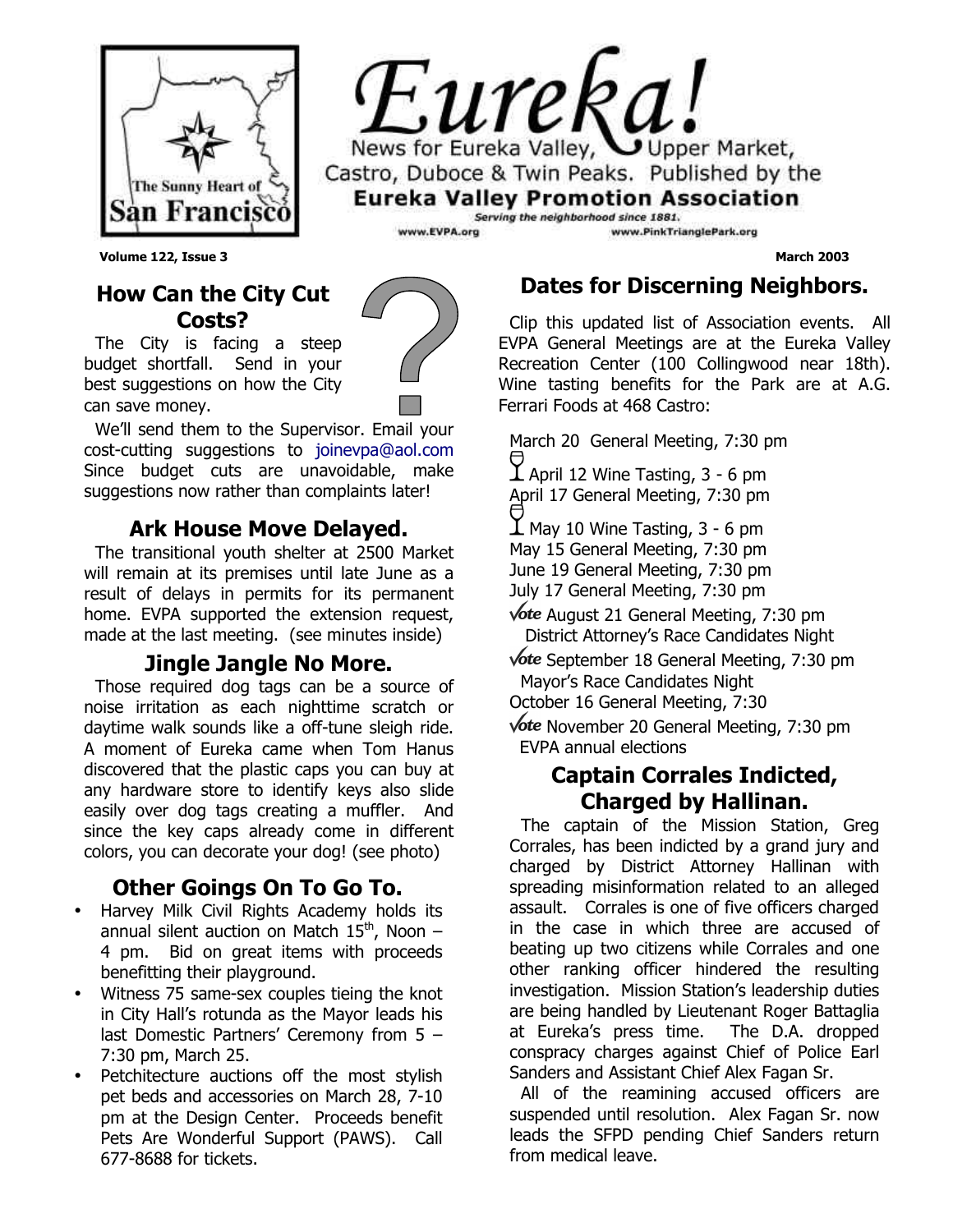# Eureka!

News for Eureka Valley, Upper Market, Castro, Duboce & Twin Peaks. Published by the **Eureka Valley Promotion Association**

*Serving the neighborhood since 1881.*

www.EVPA.org www.PinkTrianglePark.org

The Sunny Heart of San Francisco

**Volume 122, Issue 3** **March 2003**

## How Can the City Cut Costs?

The City is facing a steep budget shortfall. Send in your best suggestions on how the City can save money.

We'll send them to the Supervisor. Email your cost-cutting suggestions to joinevpa@aol.com Since budget cuts are unavoidable, make suggestions now rather than complaints later!

## Ark House Move Delayed.

The transitional youth shelter at 2500 Market will remain at its premises until late June as a result of delays in permits for its permanent home. EVPA supported the extension request, made at the last meeting. (see minutes inside)

## Jingle Jangle No More.

Those required dog tags can be a source of noise irritation as each nighttime scratch or daytime walk sounds like a off-tune sleigh ride. A moment of Eureka came when Tom Hanus discovered that the plastic caps you can buy at any hardware store to identify keys also slide easily over dog tags creating a muffler. And since the key caps already come in different colors, you can decorate your dog! (see photo)

## Other Goings On To Go To.

- Harvey Milk Civil Rights Academy holds its annual silent auction on Match 15th, Noon – 4 pm. Bid on great items with proceeds benefitting their playground.
- Witness 75 same-sex couples tieing the knot in City Hall's rotunda as the Mayor leads his last Domestic Partners' Ceremony from 5 – 7:30 pm, March 25.
- Petchitecture auctions off the most stylish pet beds and accessories on March 28, 7-10 pm at the Design Center. Proceeds benefit Pets Are Wonderful Support (PAWS). Call 677-8688 for tickets.

## Dates for Discerning Neighbors.

Clip this updated list of Association events. All EVPA General Meetings are at the Eureka Valley Recreation Center (100 Collingwood near 18th). Wine tasting benefits for the Park are at A.G. Ferrari Foods at 468 Castro:

March 20 General Meeting, 7:30 pm
April 12 Wine Tasting, 3 - 6 pm
April 17 General Meeting, 7:30 pm
May 10 Wine Tasting, 3 - 6 pm
May 15 General Meeting, 7:30 pm
June 19 General Meeting, 7:30 pm
July 17 General Meeting, 7:30 pm
*Vote* August 21 General Meeting, 7:30 pm
District Attorney's Race Candidates Night
*Vote* September 18 General Meeting, 7:30 pm
Mayor's Race Candidates Night
October 16 General Meeting, 7:30
*Vote* November 20 General Meeting, 7:30 pm
EVPA annual elections

## Captain Corrales Indicted, Charged by Hallinan.

The captain of the Mission Station, Greg Corrales, has been indicted by a grand jury and charged by District Attorney Hallinan with spreading misinformation related to an alleged assault. Corrales is one of five officers charged in the case in which three are accused of beating up two citizens while Corrales and one other ranking officer hindered the resulting investigation. Mission Station's leadership duties are being handled by Lieutenant Roger Battaglia at Eureka's press time. The D.A. dropped conspracy charges against Chief of Police Earl Sanders and Assistant Chief Alex Fagan Sr.

All of the reamining accused officers are suspended until resolution. Alex Fagan Sr. now leads the SFPD pending Chief Sanders return from medical leave.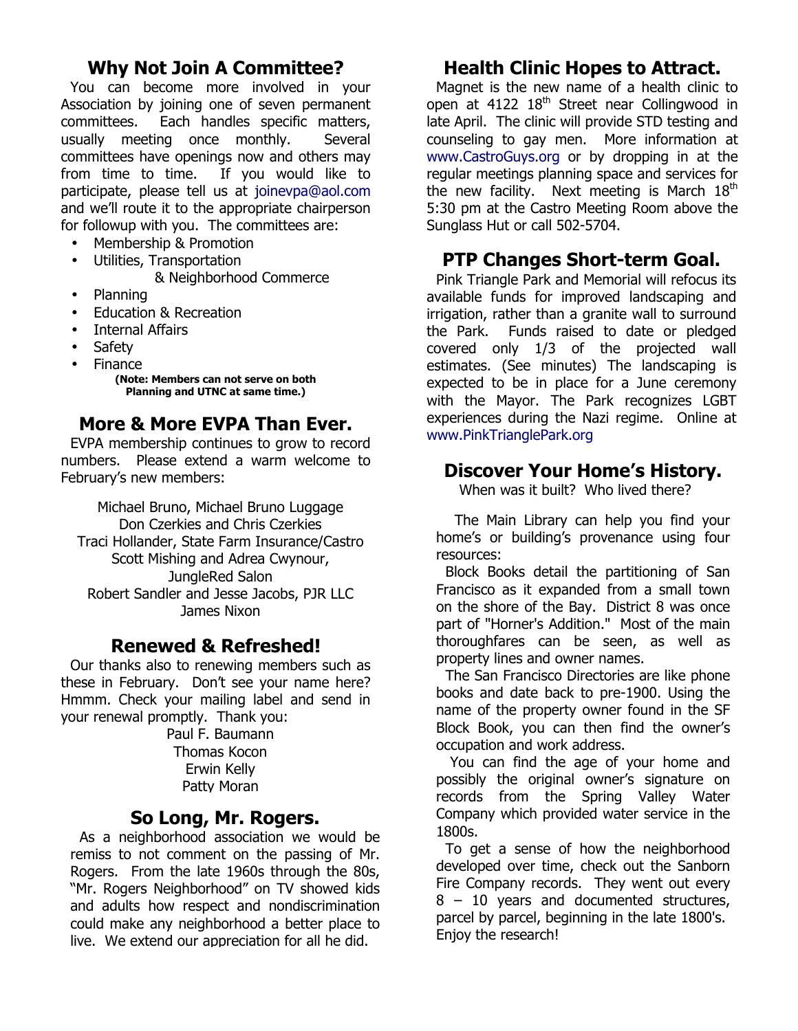## Why Not Join A Committee?

You can become more involved in your Association by joining one of seven permanent committees. Each handles specific matters, usually meeting once monthly. Several committees have openings now and others may from time to time. If you would like to participate, please tell us at joinevpa@aol.com and we'll route it to the appropriate chairperson for followup with you. The committees are:

- Membership & Promotion
- Utilities, Transportation & Neighborhood Commerce
- Planning
- Education & Recreation
- Internal Affairs
- Safety
- Finance

**(Note: Members can not serve on both Planning and UTNC at same time.)**

## More & More EVPA Than Ever.

EVPA membership continues to grow to record numbers. Please extend a warm welcome to February's new members:

Michael Bruno, Michael Bruno Luggage
Don Czerkies and Chris Czerkies
Traci Hollander, State Farm Insurance/Castro
Scott Mishing and Adrea Cwynour, JungleRed Salon
Robert Sandler and Jesse Jacobs, PJR LLC
James Nixon

## Renewed & Refreshed!

Our thanks also to renewing members such as these in February. Don't see your name here? Hmmm. Check your mailing label and send in your renewal promptly. Thank you:

Paul F. Baumann
Thomas Kocon
Erwin Kelly
Patty Moran

## So Long, Mr. Rogers.

As a neighborhood association we would be remiss to not comment on the passing of Mr. Rogers. From the late 1960s through the 80s, "Mr. Rogers Neighborhood" on TV showed kids and adults how respect and nondiscrimination could make any neighborhood a better place to live. We extend our appreciation for all he did.

## Health Clinic Hopes to Attract.

Magnet is the new name of a health clinic to open at 4122 18th Street near Collingwood in late April. The clinic will provide STD testing and counseling to gay men. More information at www.CastroGuys.org or by dropping in at the regular meetings planning space and services for the new facility. Next meeting is March 18th 5:30 pm at the Castro Meeting Room above the Sunglass Hut or call 502-5704.

## PTP Changes Short-term Goal.

Pink Triangle Park and Memorial will refocus its available funds for improved landscaping and irrigation, rather than a granite wall to surround the Park. Funds raised to date or pledged covered only 1/3 of the projected wall estimates. (See minutes) The landscaping is expected to be in place for a June ceremony with the Mayor. The Park recognizes LGBT experiences during the Nazi regime. Online at www.PinkTrianglePark.org

## Discover Your Home's History.

When was it built? Who lived there?

The Main Library can help you find your home's or building's provenance using four resources:

Block Books detail the partitioning of San Francisco as it expanded from a small town on the shore of the Bay. District 8 was once part of "Horner's Addition." Most of the main thoroughfares can be seen, as well as property lines and owner names.

The San Francisco Directories are like phone books and date back to pre-1900. Using the name of the property owner found in the SF Block Book, you can then find the owner's occupation and work address.

You can find the age of your home and possibly the original owner's signature on records from the Spring Valley Water Company which provided water service in the 1800s.

To get a sense of how the neighborhood developed over time, check out the Sanborn Fire Company records. They went out every 8 – 10 years and documented structures, parcel by parcel, beginning in the late 1800's. Enjoy the research!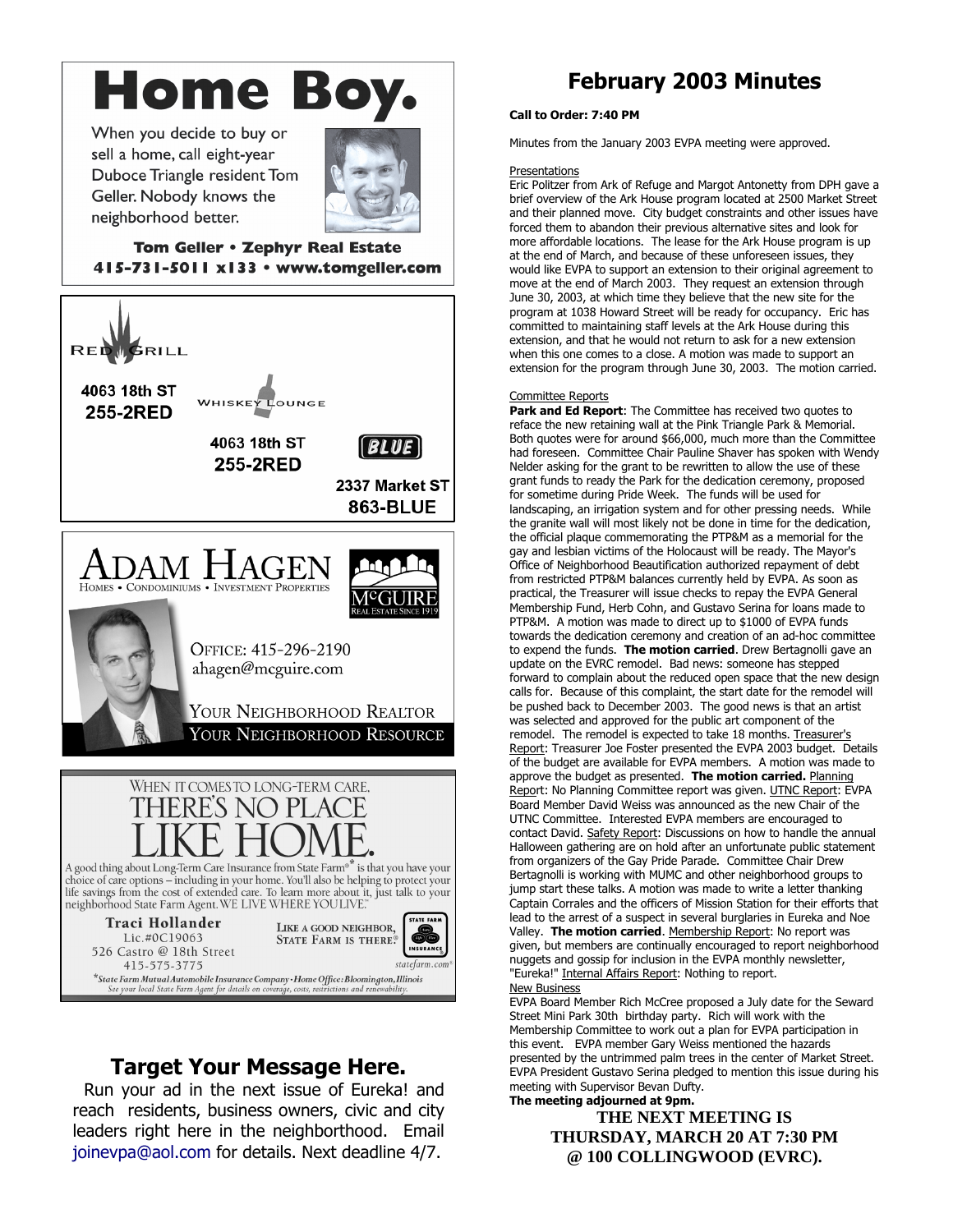# Home Boy.

When you decide to buy or sell a home, call eight-year Duboce Triangle resident Tom Geller. Nobody knows the neighborhood better.

**Tom Geller • Zephyr Real Estate**
**415-731-5011 x133 • www.tomgeller.com**

RED GRILL
4063 18th ST
255-2RED

WHISKEY LOUNGE
4063 18th ST
255-2RED

BLUE
2337 Market ST
863-BLUE

ADAM HAGEN
HOMES • CONDOMINIUMS • INVESTMENT PROPERTIES

McGUIRE
REAL ESTATE SINCE 1919

OFFICE: 415-296-2190
ahagen@mcguire.com

YOUR NEIGHBORHOOD REALTOR
YOUR NEIGHBORHOOD RESOURCE

WHEN IT COMES TO LONG-TERM CARE,
THERE'S NO PLACE
LIKE HOME.

A good thing about Long-Term Care Insurance from State Farm®* is that you have your choice of care options – including in your home. You'll also be helping to protect your life savings from the cost of extended care. To learn more about it, just talk to your neighborhood State Farm Agent. WE LIVE WHERE YOU LIVE.™

**Traci Hollander**
Lic.#0C19063
526 Castro @ 18th Street
415-575-3775

LIKE A GOOD NEIGHBOR, STATE FARM IS THERE®

STATE FARM INSURANCE

statefarm.com®

*State Farm Mutual Automobile Insurance Company • Home Office: Bloomington, Illinois
See your local State Farm Agent for details on coverage, costs, restrictions and renewability.

## Target Your Message Here.

Run your ad in the next issue of Eureka! and reach residents, business owners, civic and city leaders right here in the neighborhood. Email joinevpa@aol.com for details. Next deadline 4/7.

# February 2003 Minutes

**Call to Order: 7:40 PM**

Minutes from the January 2003 EVPA meeting were approved.

Presentations
Eric Politzer from Ark of Refuge and Margot Antonetty from DPH gave a brief overview of the Ark House program located at 2500 Market Street and their planned move. City budget constraints and other issues have forced them to abandon their previous alternative sites and look for more affordable locations. The lease for the Ark House program is up at the end of March, and because of these unforeseen issues, they would like EVPA to support an extension to their original agreement to move at the end of March 2003. They request an extension through June 30, 2003, at which time they believe that the new site for the program at 1038 Howard Street will be ready for occupancy. Eric has committed to maintaining staff levels at the Ark House during this extension, and that he would not return to ask for a new extension when this one comes to a close. A motion was made to support an extension for the program through June 30, 2003. The motion carried.

Committee Reports
**Park and Ed Report**: The Committee has received two quotes to reface the new retaining wall at the Pink Triangle Park & Memorial. Both quotes were for around $66,000, much more than the Committee had foreseen. Committee Chair Pauline Shaver has spoken with Wendy Nelder asking for the grant to be rewritten to allow the use of these grant funds to ready the Park for the dedication ceremony, proposed for sometime during Pride Week. The funds will be used for landscaping, an irrigation system and for other pressing needs. While the granite wall will most likely not be done in time for the dedication, the official plaque commemorating the PTP&M as a memorial for the gay and lesbian victims of the Holocaust will be ready. The Mayor's Office of Neighborhood Beautification authorized repayment of debt from restricted PTP&M balances currently held by EVPA. As soon as practical, the Treasurer will issue checks to repay the EVPA General Membership Fund, Herb Cohn, and Gustavo Serina for loans made to PTP&M. A motion was made to direct up to $1000 of EVPA funds towards the dedication ceremony and creation of an ad-hoc committee to expend the funds. **The motion carried**. Drew Bertagnolli gave an update on the EVRC remodel. Bad news: someone has stepped forward to complain about the reduced open space that the new design calls for. Because of this complaint, the start date for the remodel will be pushed back to December 2003. The good news is that an artist was selected and approved for the public art component of the remodel. The remodel is expected to take 18 months. Treasurer's Report: Treasurer Joe Foster presented the EVPA 2003 budget. Details of the budget are available for EVPA members. A motion was made to approve the budget as presented. **The motion carried.** Planning Report: No Planning Committee report was given. UTNC Report: EVPA Board Member David Weiss was announced as the new Chair of the UTNC Committee. Interested EVPA members are encouraged to contact David. Safety Report: Discussions on how to handle the annual Halloween gathering are on hold after an unfortunate public statement from organizers of the Gay Pride Parade. Committee Chair Drew Bertagnolli is working with MUMC and other neighborhood groups to jump start these talks. A motion was made to write a letter thanking Captain Corrales and the officers of Mission Station for their efforts that lead to the arrest of a suspect in several burglaries in Eureka and Noe Valley. **The motion carried**. Membership Report: No report was given, but members are continually encouraged to report neighborhood nuggets and gossip for inclusion in the EVPA monthly newsletter, "Eureka!" Internal Affairs Report: Nothing to report.

New Business
EVPA Board Member Rich McCree proposed a July date for the Seward Street Mini Park 30th birthday party. Rich will work with the Membership Committee to work out a plan for EVPA participation in this event. EVPA member Gary Weiss mentioned the hazards presented by the untrimmed palm trees in the center of Market Street. EVPA President Gustavo Serina pledged to mention this issue during his meeting with Supervisor Bevan Dufty.

**The meeting adjourned at 9pm.**

**THE NEXT MEETING IS THURSDAY, MARCH 20 AT 7:30 PM @ 100 COLLINGWOOD (EVRC).**